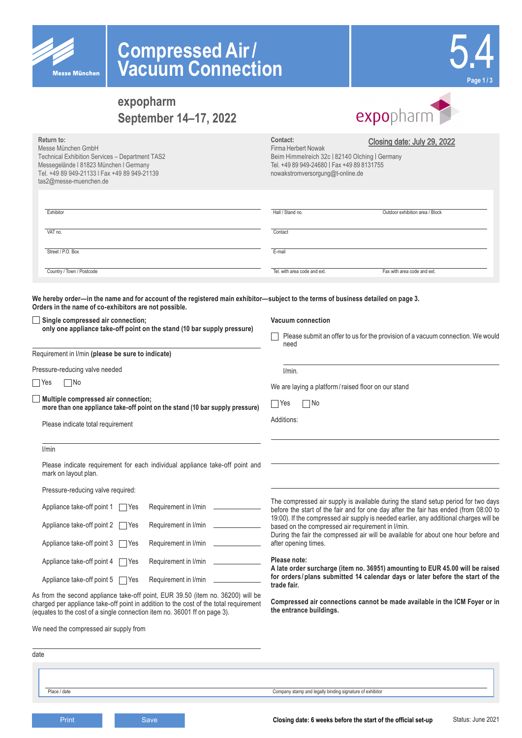Messe München

# Compressed Air / Vacuum Connection

5.4

## expopharm
## September 14–17, 2022

expopharm

**Return to:**
Messe München GmbH
Technical Exhibition Services – Department TAS2
Messegelände I 81823 München I Germany
Tel. +49 89 949-21133 I Fax +49 89 949-21139
tas2@messe-muenchen.de

**Contact:**
Firma Herbert Nowak
Beim Himmelreich 32c | 82140 Olching | Germany
Tel. +49 89 949-24680 | Fax +49 89 8131755
nowakstromversorgung@t-online.de

Closing date: July 29, 2022

| | | |
|---|---|---|
| Exhibitor | Hall / Stand no. | Outdoor exhibition area / Block |
| VAT no. | Contact | |
| Street / P.O. Box | E-mail | |
| Country / Town / Postcode | Tel. with area code and ext. | Fax with area code and ext. |

**We hereby order—in the name and for account of the registered main exhibitor—subject to the terms of business detailed on page 3. Orders in the name of co-exhibitors are not possible.**

☐ **Single compressed air connection; only one appliance take-off point on the stand (10 bar supply pressure)**

Requirement in l/min **(please be sure to indicate)**

Pressure-reducing valve needed

☐ Yes ☐ No

☐ **Multiple compressed air connection; more than one appliance take-off point on the stand (10 bar supply pressure)**

Please indicate total requirement

l/min

Please indicate requirement for each individual appliance take-off point and mark on layout plan.

Pressure-reducing valve required:

| | | |
|---|---|---|
| Appliance take-off point 1 | ☐ Yes | Requirement in l/min ________ |
| Appliance take-off point 2 | ☐ Yes | Requirement in l/min ________ |
| Appliance take-off point 3 | ☐ Yes | Requirement in l/min ________ |
| Appliance take-off point 4 | ☐ Yes | Requirement in l/min ________ |
| Appliance take-off point 5 | ☐ Yes | Requirement in l/min ________ |

As from the second appliance take-off point, EUR 39.50 (item no. 36200) will be charged per appliance take-off point in addition to the cost of the total requirement (equates to the cost of a single connection item no. 36001 ff on page 3).

We need the compressed air supply from

date

**Vacuum connection**

☐ Please submit an offer to us for the provision of a vacuum connection. We would need

l/min.

We are laying a platform / raised floor on our stand

☐ Yes ☐ No

Additions:

The compressed air supply is available during the stand setup period for two days before the start of the fair and for one day after the fair has ended (from 08:00 to 19:00). If the compressed air supply is needed earlier, any additional charges will be based on the compressed air requirement in l/min.
During the fair the compressed air will be available for about one hour before and after opening times.

**Please note:**
**A late order surcharge (item no. 36951) amounting to EUR 45.00 will be raised for orders / plans submitted 14 calendar days or later before the start of the trade fair.**

**Compressed air connections cannot be made available in the ICM Foyer or in the entrance buildings.**

| | |
|---|---|
| Place / date | Company stamp and legally binding signature of exhibitor |

Print | Save

**Closing date: 6 weeks before the start of the official set-up**

Status: June 2021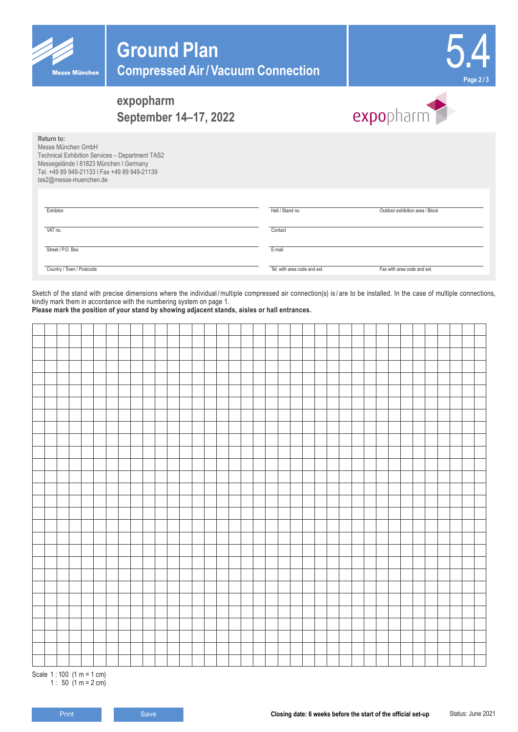# Ground Plan

## Compressed Air / Vacuum Connection

5.4

## expopharm
## September 14–17, 2022

expopharm

**Return to:**
Messe München GmbH
Technical Exhibition Services – Department TAS2
Messegelände I 81823 München I Germany
Tel. +49 89 949-21133 I Fax +49 89 949-21139
tas2@messe-muenchen.de

| | | |
|---|---|---|
| Exhibitor | Hall / Stand no. | Outdoor exhibition area / Block |
| VAT no. | Contact | |
| Street / P.O. Box | E-mail | |
| Country / Town / Postcode | Tel. with area code and ext. | Fax with area code and ext. |

Sketch of the stand with precise dimensions where the individual / multiple compressed air connection(s) is / are to be installed. In the case of multiple connections, kindly mark them in accordance with the numbering system on page 1.
**Please mark the position of your stand by showing adjacent stands, aisles or hall entrances.**

Scale 1 : 100 (1 m = 1 cm)
1 : 50 (1 m = 2 cm)

Print | Save

**Closing date: 6 weeks before the start of the official set-up**

Status: June 2021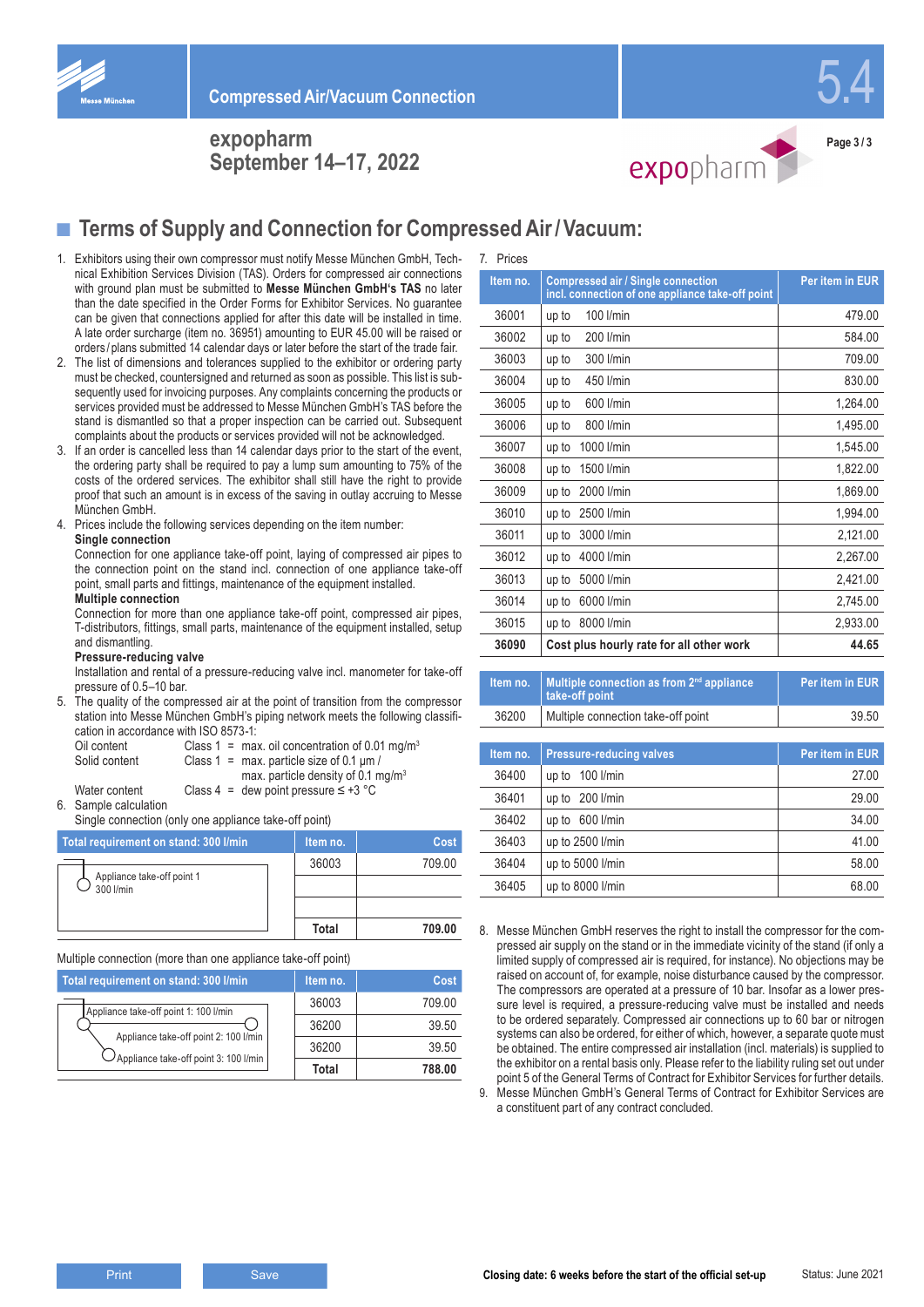# Terms of Supply and Connection for Compressed Air / Vacuum:

1. Exhibitors using their own compressor must notify Messe München GmbH, Technical Exhibition Services Division (TAS). Orders for compressed air connections with ground plan must be submitted to **Messe München GmbH's TAS** no later than the date specified in the Order Forms for Exhibitor Services. No guarantee can be given that connections applied for after this date will be installed in time. A late order surcharge (item no. 36951) amounting to EUR 45.00 will be raised or orders / plans submitted 14 calendar days or later before the start of the trade fair.
2. The list of dimensions and tolerances supplied to the exhibitor or ordering party must be checked, countersigned and returned as soon as possible. This list is subsequently used for invoicing purposes. Any complaints concerning the products or services provided must be addressed to Messe München GmbH's TAS before the stand is dismantled so that a proper inspection can be carried out. Subsequent complaints about the products or services provided will not be acknowledged.
3. If an order is cancelled less than 14 calendar days prior to the start of the event, the ordering party shall be required to pay a lump sum amounting to 75% of the costs of the ordered services. The exhibitor shall still have the right to provide proof that such an amount is in excess of the saving in outlay accruing to Messe München GmbH.
4. Prices include the following services depending on the item number:
   **Single connection**
   Connection for one appliance take-off point, laying of compressed air pipes to the connection point on the stand incl. connection of one appliance take-off point, small parts and fittings, maintenance of the equipment installed.
   **Multiple connection**
   Connection for more than one appliance take-off point, compressed air pipes, T-distributors, fittings, small parts, maintenance of the equipment installed, setup and dismantling.
   **Pressure-reducing valve**
   Installation and rental of a pressure-reducing valve incl. manometer for take-off pressure of 0.5–10 bar.
5. The quality of the compressed air at the point of transition from the compressor station into Messe München GmbH's piping network meets the following classification in accordance with ISO 8573-1:
   Oil content — Class 1 = max. oil concentration of 0.01 mg/m$^3$
   Solid content — Class 1 = max. particle size of 0.1 µm / max. particle density of 0.1 mg/m$^3$
   Water content — Class 4 = dew point pressure ≤ +3 °C
6. Sample calculation
   Single connection (only one appliance take-off point)

| Total requirement on stand: 300 l/min | Item no. | Cost |
|---|---|---|
| Appliance take-off point 1, 300 l/min | 36003 | 709.00 |
| | | |
| | | |
| | **Total** | **709.00** |

Multiple connection (more than one appliance take-off point)

| Total requirement on stand: 300 l/min | Item no. | Cost |
|---|---|---|
| Appliance take-off point 1: 100 l/min | 36003 | 709.00 |
| Appliance take-off point 2: 100 l/min | 36200 | 39.50 |
| Appliance take-off point 3: 100 l/min | 36200 | 39.50 |
| | **Total** | **788.00** |

7. Prices

| Item no. | Compressed air / Single connection incl. connection of one appliance take-off point | Per item in EUR |
|---|---|---|
| 36001 | up to 100 l/min | 479.00 |
| 36002 | up to 200 l/min | 584.00 |
| 36003 | up to 300 l/min | 709.00 |
| 36004 | up to 450 l/min | 830.00 |
| 36005 | up to 600 l/min | 1,264.00 |
| 36006 | up to 800 l/min | 1,495.00 |
| 36007 | up to 1000 l/min | 1,545.00 |
| 36008 | up to 1500 l/min | 1,822.00 |
| 36009 | up to 2000 l/min | 1,869.00 |
| 36010 | up to 2500 l/min | 1,994.00 |
| 36011 | up to 3000 l/min | 2,121.00 |
| 36012 | up to 4000 l/min | 2,267.00 |
| 36013 | up to 5000 l/min | 2,421.00 |
| 36014 | up to 6000 l/min | 2,745.00 |
| 36015 | up to 8000 l/min | 2,933.00 |
| **36090** | **Cost plus hourly rate for all other work** | **44.65** |

| Item no. | Multiple connection as from 2nd appliance take-off point | Per item in EUR |
|---|---|---|
| 36200 | Multiple connection take-off point | 39.50 |

| Item no. | Pressure-reducing valves | Per item in EUR |
|---|---|---|
| 36400 | up to 100 l/min | 27.00 |
| 36401 | up to 200 l/min | 29.00 |
| 36402 | up to 600 l/min | 34.00 |
| 36403 | up to 2500 l/min | 41.00 |
| 36404 | up to 5000 l/min | 58.00 |
| 36405 | up to 8000 l/min | 68.00 |

8. Messe München GmbH reserves the right to install the compressor for the compressed air supply on the stand or in the immediate vicinity of the stand (if only a limited supply of compressed air is required, for instance). No objections may be raised on account of, for example, noise disturbance caused by the compressor. The compressors are operated at a pressure of 10 bar. Insofar as a lower pressure level is required, a pressure-reducing valve must be installed and needs to be ordered separately. Compressed air connections up to 60 bar or nitrogen systems can also be ordered, for either of which, however, a separate quote must be obtained. The entire compressed air installation (incl. materials) is supplied to the exhibitor on a rental basis only. Please refer to the liability ruling set out under point 5 of the General Terms of Contract for Exhibitor Services for further details.
9. Messe München GmbH's General Terms of Contract for Exhibitor Services are a constituent part of any contract concluded.

**Closing date: 6 weeks before the start of the official set-up**